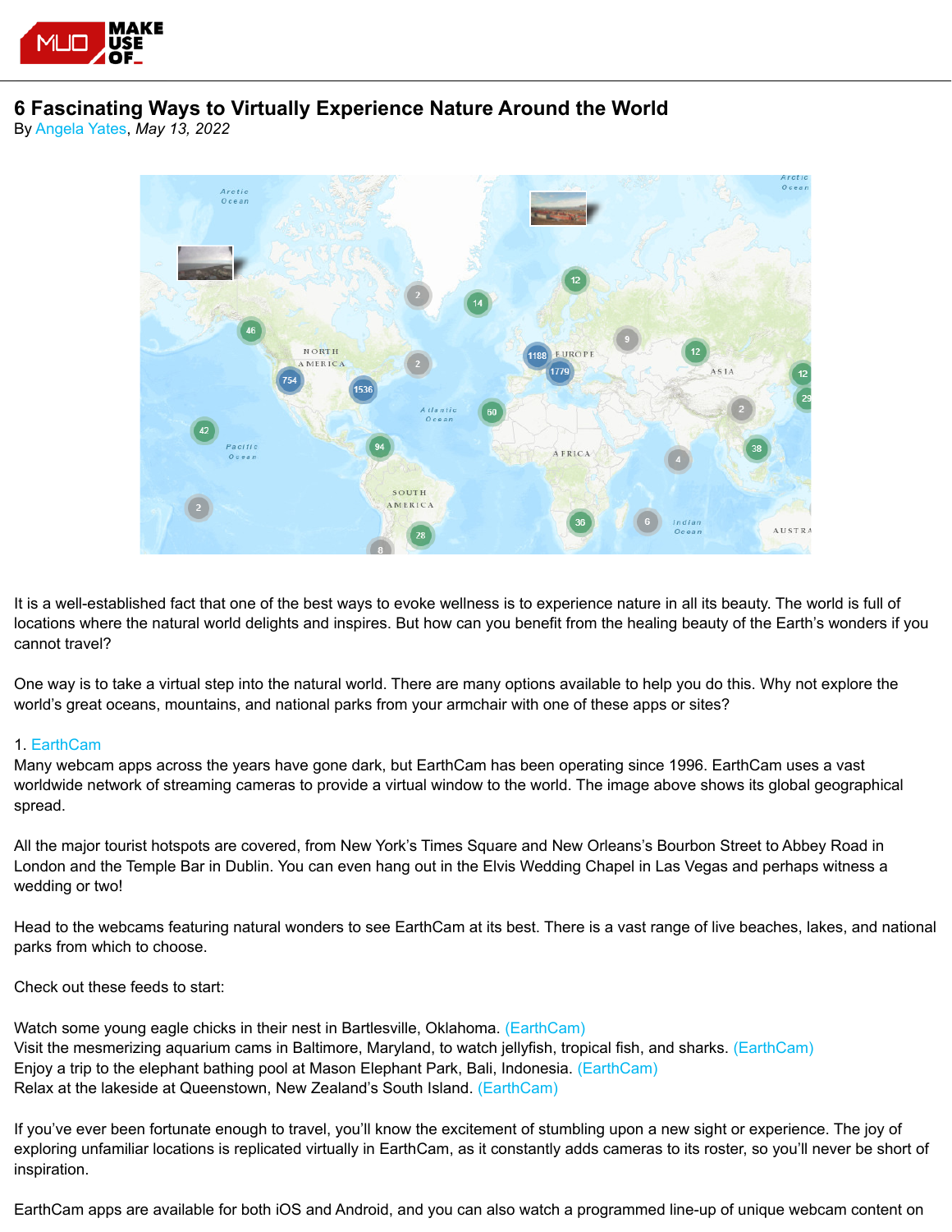# 6 Fascinating Ways to Virtually Experience Nature Around the World

By Angela Yates, *May 13, 2022*

It is a well-established fact that one of the best ways to evoke wellness is to experience nature in all its beauty. The world is full of locations where the natural world delights and inspires. But how can you benefit from the healing beauty of the Earth's wonders if you cannot travel?

One way is to take a virtual step into the natural world. There are many options available to help you do this. Why not explore the world's great oceans, mountains, and national parks from your armchair with one of these apps or sites?

1. EarthCam

Many webcam apps across the years have gone dark, but EarthCam has been operating since 1996. EarthCam uses a vast worldwide network of streaming cameras to provide a virtual window to the world. The image above shows its global geographical spread.

All the major tourist hotspots are covered, from New York's Times Square and New Orleans's Bourbon Street to Abbey Road in London and the Temple Bar in Dublin. You can even hang out in the Elvis Wedding Chapel in Las Vegas and perhaps witness a wedding or two!

Head to the webcams featuring natural wonders to see EarthCam at its best. There is a vast range of live beaches, lakes, and national parks from which to choose.

Check out these feeds to start:

Watch some young eagle chicks in their nest in Bartlesville, Oklahoma. (EarthCam)
Visit the mesmerizing aquarium cams in Baltimore, Maryland, to watch jellyfish, tropical fish, and sharks. (EarthCam)
Enjoy a trip to the elephant bathing pool at Mason Elephant Park, Bali, Indonesia. (EarthCam)
Relax at the lakeside at Queenstown, New Zealand's South Island. (EarthCam)

If you've ever been fortunate enough to travel, you'll know the excitement of stumbling upon a new sight or experience. The joy of exploring unfamiliar locations is replicated virtually in EarthCam, as it constantly adds cameras to its roster, so you'll never be short of inspiration.

EarthCam apps are available for both iOS and Android, and you can also watch a programmed line-up of unique webcam content on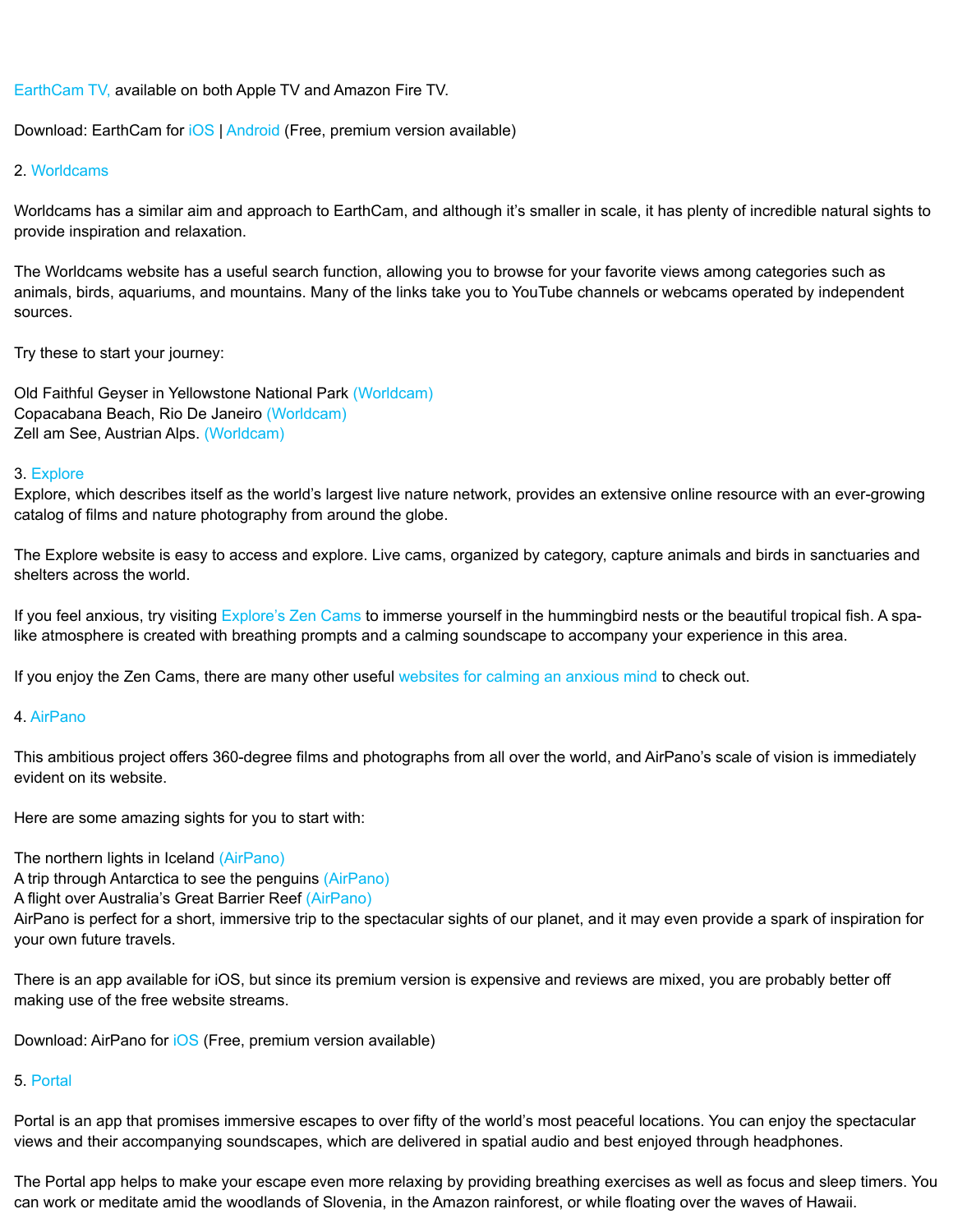EarthCam TV, available on both Apple TV and Amazon Fire TV.

Download: EarthCam for iOS | Android (Free, premium version available)

## 2. Worldcams

Worldcams has a similar aim and approach to EarthCam, and although it's smaller in scale, it has plenty of incredible natural sights to provide inspiration and relaxation.

The Worldcams website has a useful search function, allowing you to browse for your favorite views among categories such as animals, birds, aquariums, and mountains. Many of the links take you to YouTube channels or webcams operated by independent sources.

Try these to start your journey:

Old Faithful Geyser in Yellowstone National Park (Worldcam)
Copacabana Beach, Rio De Janeiro (Worldcam)
Zell am See, Austrian Alps. (Worldcam)

## 3. Explore

Explore, which describes itself as the world's largest live nature network, provides an extensive online resource with an ever-growing catalog of films and nature photography from around the globe.

The Explore website is easy to access and explore. Live cams, organized by category, capture animals and birds in sanctuaries and shelters across the world.

If you feel anxious, try visiting Explore's Zen Cams to immerse yourself in the hummingbird nests or the beautiful tropical fish. A spa-like atmosphere is created with breathing prompts and a calming soundscape to accompany your experience in this area.

If you enjoy the Zen Cams, there are many other useful websites for calming an anxious mind to check out.

## 4. AirPano

This ambitious project offers 360-degree films and photographs from all over the world, and AirPano's scale of vision is immediately evident on its website.

Here are some amazing sights for you to start with:

The northern lights in Iceland (AirPano)
A trip through Antarctica to see the penguins (AirPano)
A flight over Australia's Great Barrier Reef (AirPano)
AirPano is perfect for a short, immersive trip to the spectacular sights of our planet, and it may even provide a spark of inspiration for your own future travels.

There is an app available for iOS, but since its premium version is expensive and reviews are mixed, you are probably better off making use of the free website streams.

Download: AirPano for iOS (Free, premium version available)

## 5. Portal

Portal is an app that promises immersive escapes to over fifty of the world's most peaceful locations. You can enjoy the spectacular views and their accompanying soundscapes, which are delivered in spatial audio and best enjoyed through headphones.

The Portal app helps to make your escape even more relaxing by providing breathing exercises as well as focus and sleep timers. You can work or meditate amid the woodlands of Slovenia, in the Amazon rainforest, or while floating over the waves of Hawaii.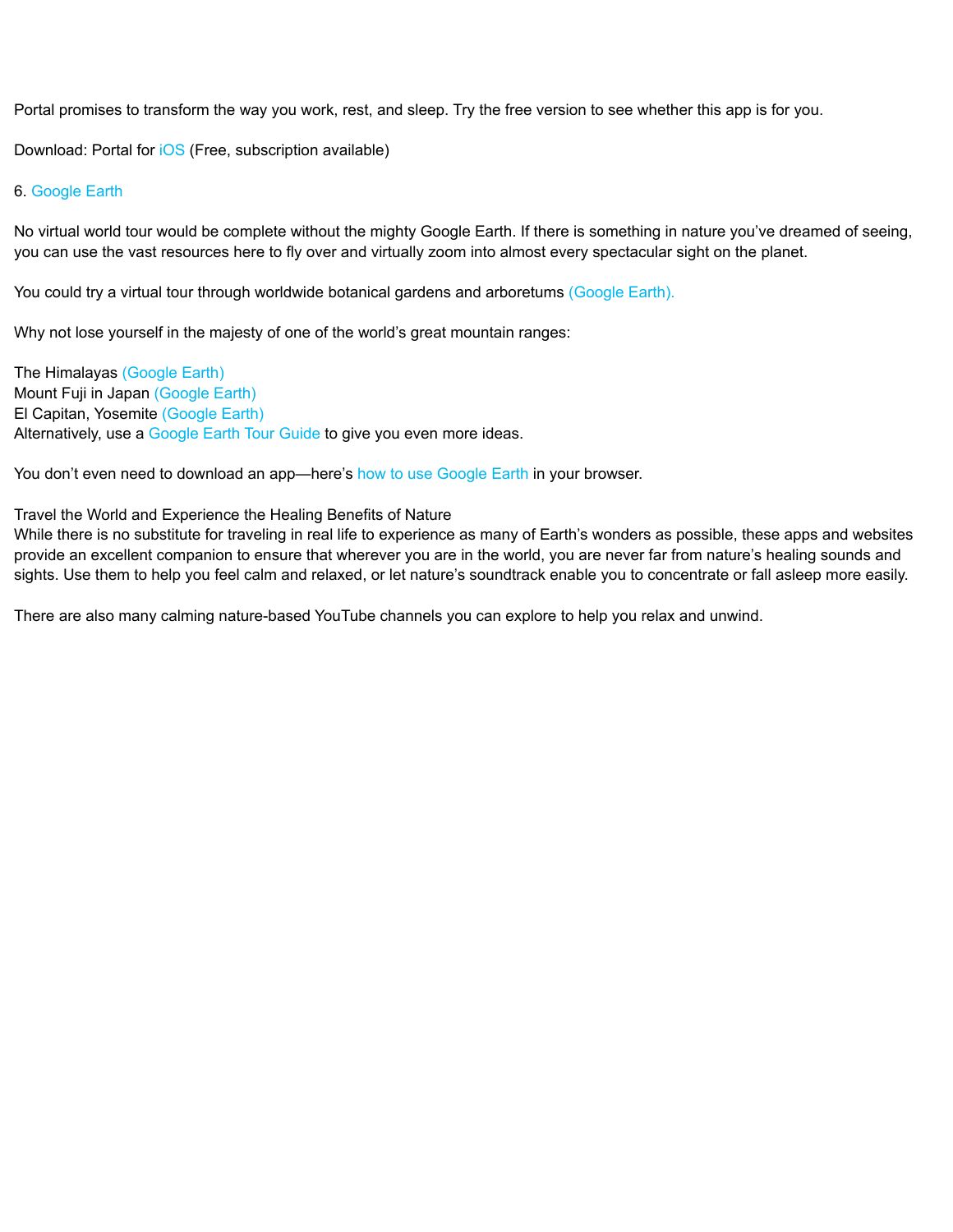Portal promises to transform the way you work, rest, and sleep. Try the free version to see whether this app is for you.

Download: Portal for iOS (Free, subscription available)

6. Google Earth

No virtual world tour would be complete without the mighty Google Earth. If there is something in nature you've dreamed of seeing, you can use the vast resources here to fly over and virtually zoom into almost every spectacular sight on the planet.

You could try a virtual tour through worldwide botanical gardens and arboretums (Google Earth).

Why not lose yourself in the majesty of one of the world's great mountain ranges:

The Himalayas (Google Earth)
Mount Fuji in Japan (Google Earth)
El Capitan, Yosemite (Google Earth)
Alternatively, use a Google Earth Tour Guide to give you even more ideas.

You don't even need to download an app—here's how to use Google Earth in your browser.

Travel the World and Experience the Healing Benefits of Nature
While there is no substitute for traveling in real life to experience as many of Earth's wonders as possible, these apps and websites provide an excellent companion to ensure that wherever you are in the world, you are never far from nature's healing sounds and sights. Use them to help you feel calm and relaxed, or let nature's soundtrack enable you to concentrate or fall asleep more easily.

There are also many calming nature-based YouTube channels you can explore to help you relax and unwind.